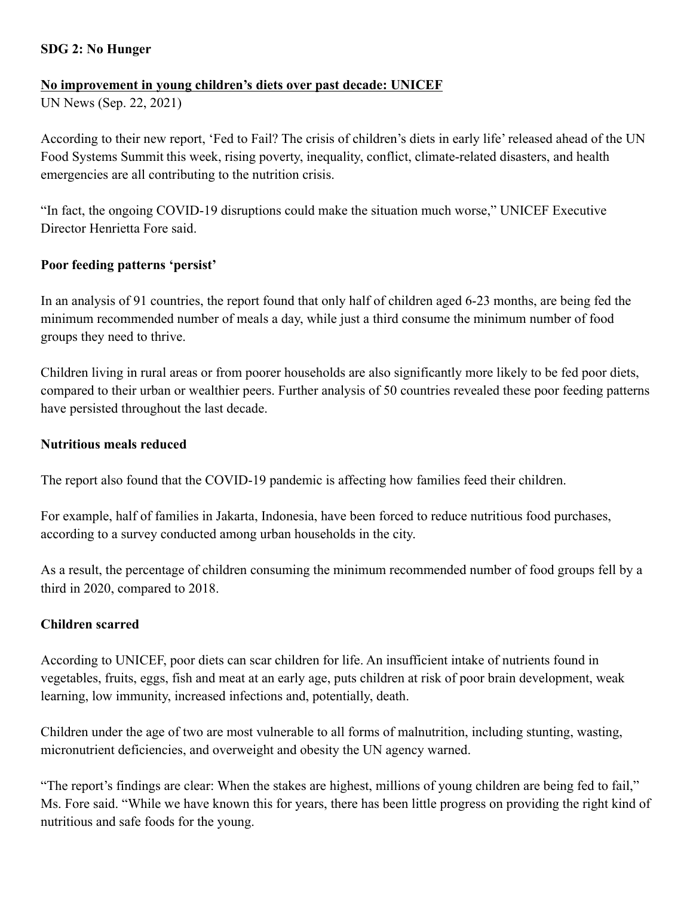**SDG 2: No Hunger**

**No improvement in young children's diets over past decade: UNICEF**

UN News (Sep. 22, 2021)

According to their new report, 'Fed to Fail? The crisis of children's diets in early life' released ahead of the UN Food Systems Summit this week, rising poverty, inequality, conflict, climate-related disasters, and health emergencies are all contributing to the nutrition crisis.

"In fact, the ongoing COVID-19 disruptions could make the situation much worse," UNICEF Executive Director Henrietta Fore said.

**Poor feeding patterns 'persist'**

In an analysis of 91 countries, the report found that only half of children aged 6-23 months, are being fed the minimum recommended number of meals a day, while just a third consume the minimum number of food groups they need to thrive.

Children living in rural areas or from poorer households are also significantly more likely to be fed poor diets, compared to their urban or wealthier peers. Further analysis of 50 countries revealed these poor feeding patterns have persisted throughout the last decade.

**Nutritious meals reduced**

The report also found that the COVID-19 pandemic is affecting how families feed their children.

For example, half of families in Jakarta, Indonesia, have been forced to reduce nutritious food purchases, according to a survey conducted among urban households in the city.

As a result, the percentage of children consuming the minimum recommended number of food groups fell by a third in 2020, compared to 2018.

**Children scarred**

According to UNICEF, poor diets can scar children for life. An insufficient intake of nutrients found in vegetables, fruits, eggs, fish and meat at an early age, puts children at risk of poor brain development, weak learning, low immunity, increased infections and, potentially, death.

Children under the age of two are most vulnerable to all forms of malnutrition, including stunting, wasting, micronutrient deficiencies, and overweight and obesity the UN agency warned.

"The report's findings are clear: When the stakes are highest, millions of young children are being fed to fail," Ms. Fore said. "While we have known this for years, there has been little progress on providing the right kind of nutritious and safe foods for the young.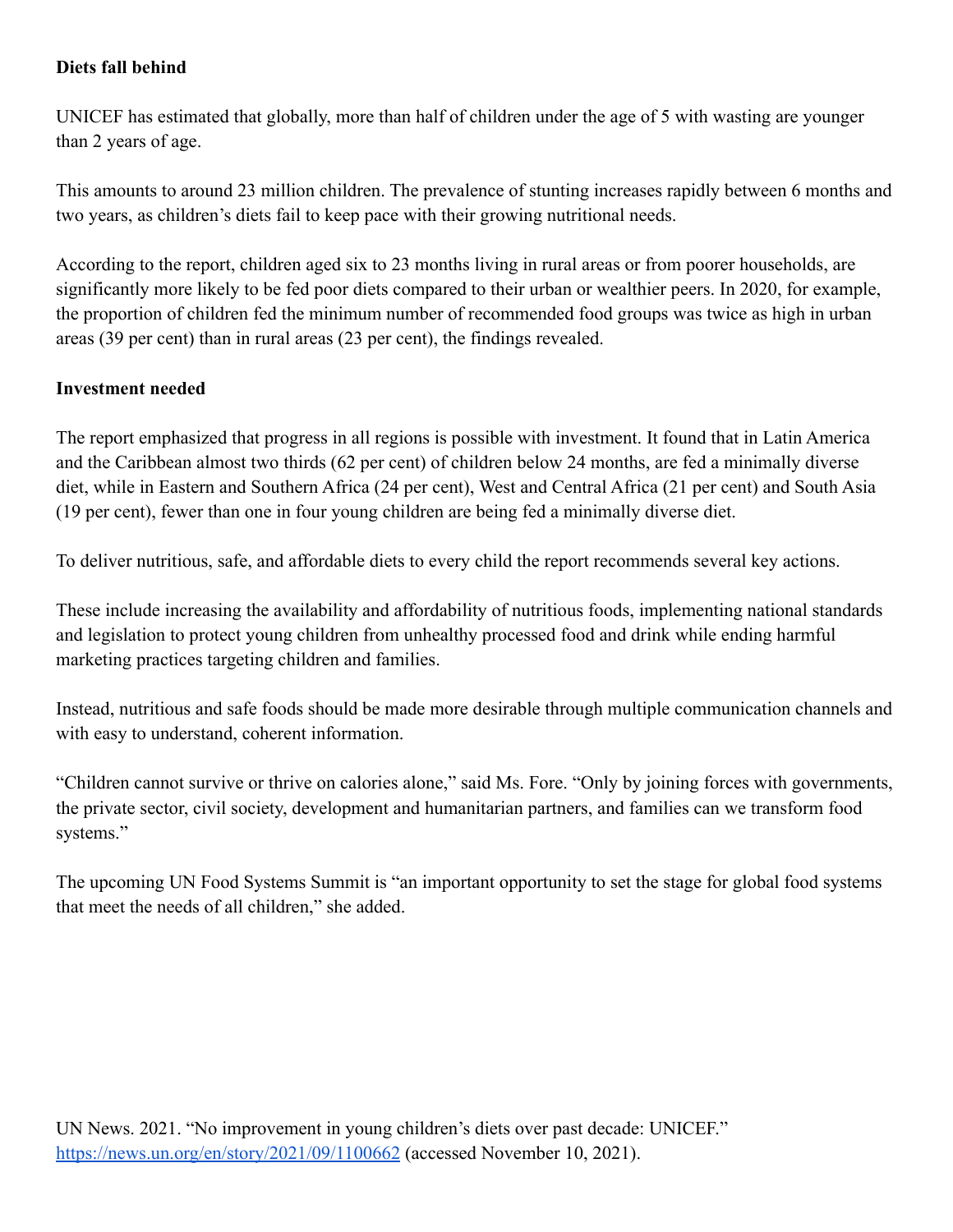**Diets fall behind**

UNICEF has estimated that globally, more than half of children under the age of 5 with wasting are younger than 2 years of age.

This amounts to around 23 million children. The prevalence of stunting increases rapidly between 6 months and two years, as children's diets fail to keep pace with their growing nutritional needs.

According to the report, children aged six to 23 months living in rural areas or from poorer households, are significantly more likely to be fed poor diets compared to their urban or wealthier peers. In 2020, for example, the proportion of children fed the minimum number of recommended food groups was twice as high in urban areas (39 per cent) than in rural areas (23 per cent), the findings revealed.

**Investment needed**

The report emphasized that progress in all regions is possible with investment. It found that in Latin America and the Caribbean almost two thirds (62 per cent) of children below 24 months, are fed a minimally diverse diet, while in Eastern and Southern Africa (24 per cent), West and Central Africa (21 per cent) and South Asia (19 per cent), fewer than one in four young children are being fed a minimally diverse diet.

To deliver nutritious, safe, and affordable diets to every child the report recommends several key actions.

These include increasing the availability and affordability of nutritious foods, implementing national standards and legislation to protect young children from unhealthy processed food and drink while ending harmful marketing practices targeting children and families.

Instead, nutritious and safe foods should be made more desirable through multiple communication channels and with easy to understand, coherent information.

"Children cannot survive or thrive on calories alone," said Ms. Fore. "Only by joining forces with governments, the private sector, civil society, development and humanitarian partners, and families can we transform food systems."

The upcoming UN Food Systems Summit is "an important opportunity to set the stage for global food systems that meet the needs of all children," she added.

UN News. 2021. "No improvement in young children's diets over past decade: UNICEF." [https://news.un.org/en/story/2021/09/1100662](https://news.un.org/en/story/2021/09/1100662) (accessed November 10, 2021).